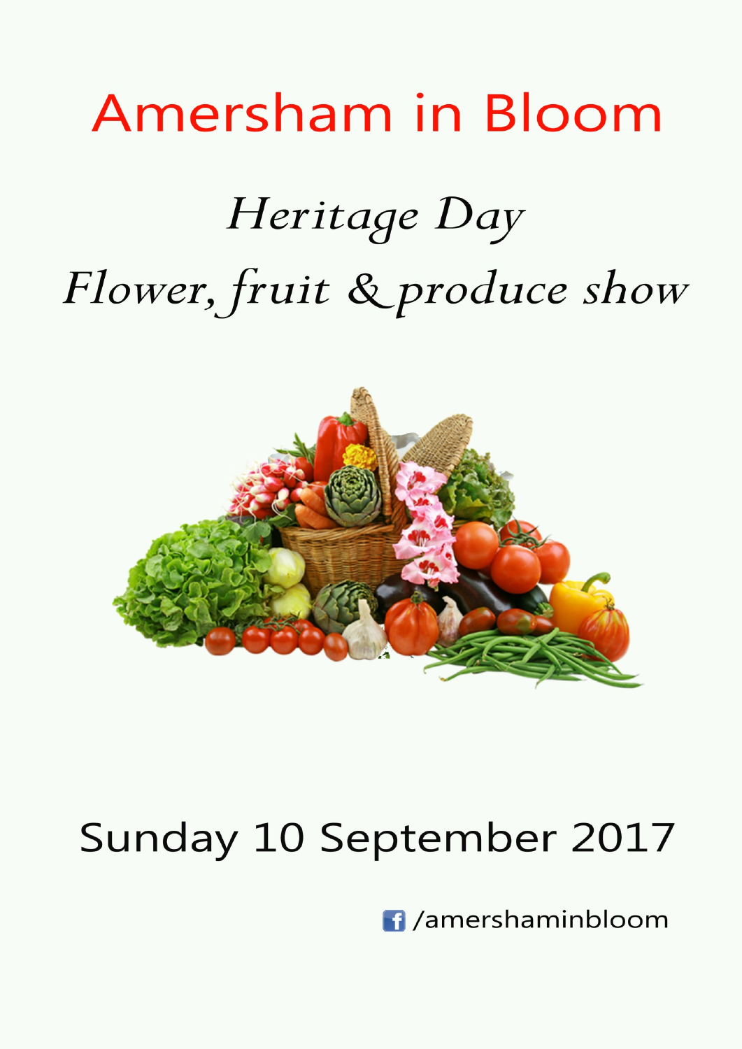# Amersham in Bloom

## *Heritage Day*

## *Flower, fruit & produce show*

Sunday 10 September 2017

/amershaminbloom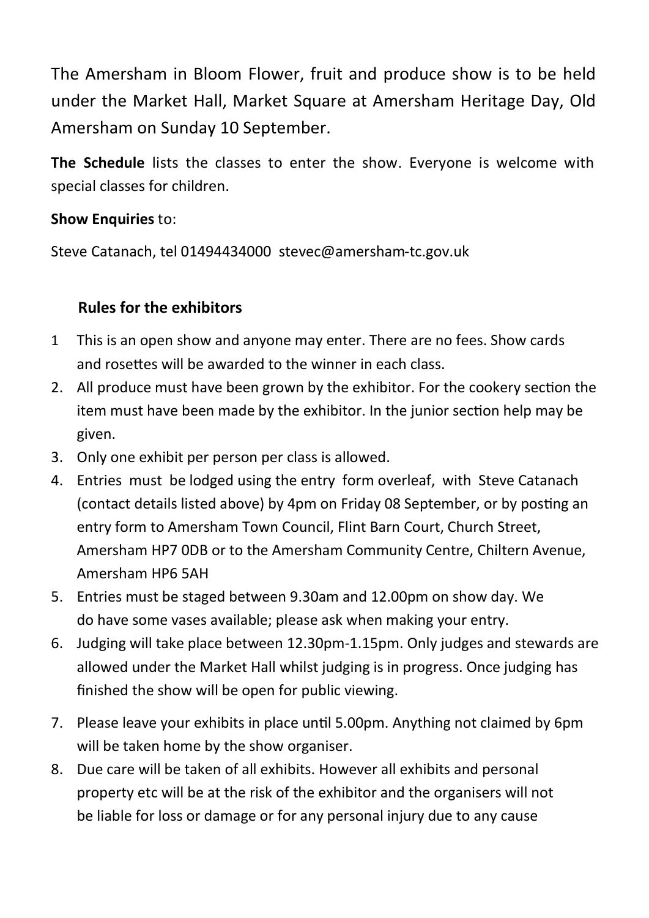The Amersham in Bloom Flower, fruit and produce show is to be held under the Market Hall, Market Square at Amersham Heritage Day, Old Amersham on Sunday 10 September.

**The Schedule** lists the classes to enter the show. Everyone is welcome with special classes for children.

**Show Enquiries** to:

Steve Catanach, tel 01494434000 stevec@amersham-tc.gov.uk

## Rules for the exhibitors

1. This is an open show and anyone may enter. There are no fees. Show cards and rosettes will be awarded to the winner in each class.
2. All produce must have been grown by the exhibitor. For the cookery section the item must have been made by the exhibitor. In the junior section help may be given.
3. Only one exhibit per person per class is allowed.
4. Entries must be lodged using the entry form overleaf, with Steve Catanach (contact details listed above) by 4pm on Friday 08 September, or by posting an entry form to Amersham Town Council, Flint Barn Court, Church Street, Amersham HP7 0DB or to the Amersham Community Centre, Chiltern Avenue, Amersham HP6 5AH
5. Entries must be staged between 9.30am and 12.00pm on show day. We do have some vases available; please ask when making your entry.
6. Judging will take place between 12.30pm-1.15pm. Only judges and stewards are allowed under the Market Hall whilst judging is in progress. Once judging has finished the show will be open for public viewing.
7. Please leave your exhibits in place until 5.00pm. Anything not claimed by 6pm will be taken home by the show organiser.
8. Due care will be taken of all exhibits. However all exhibits and personal property etc will be at the risk of the exhibitor and the organisers will not be liable for loss or damage or for any personal injury due to any cause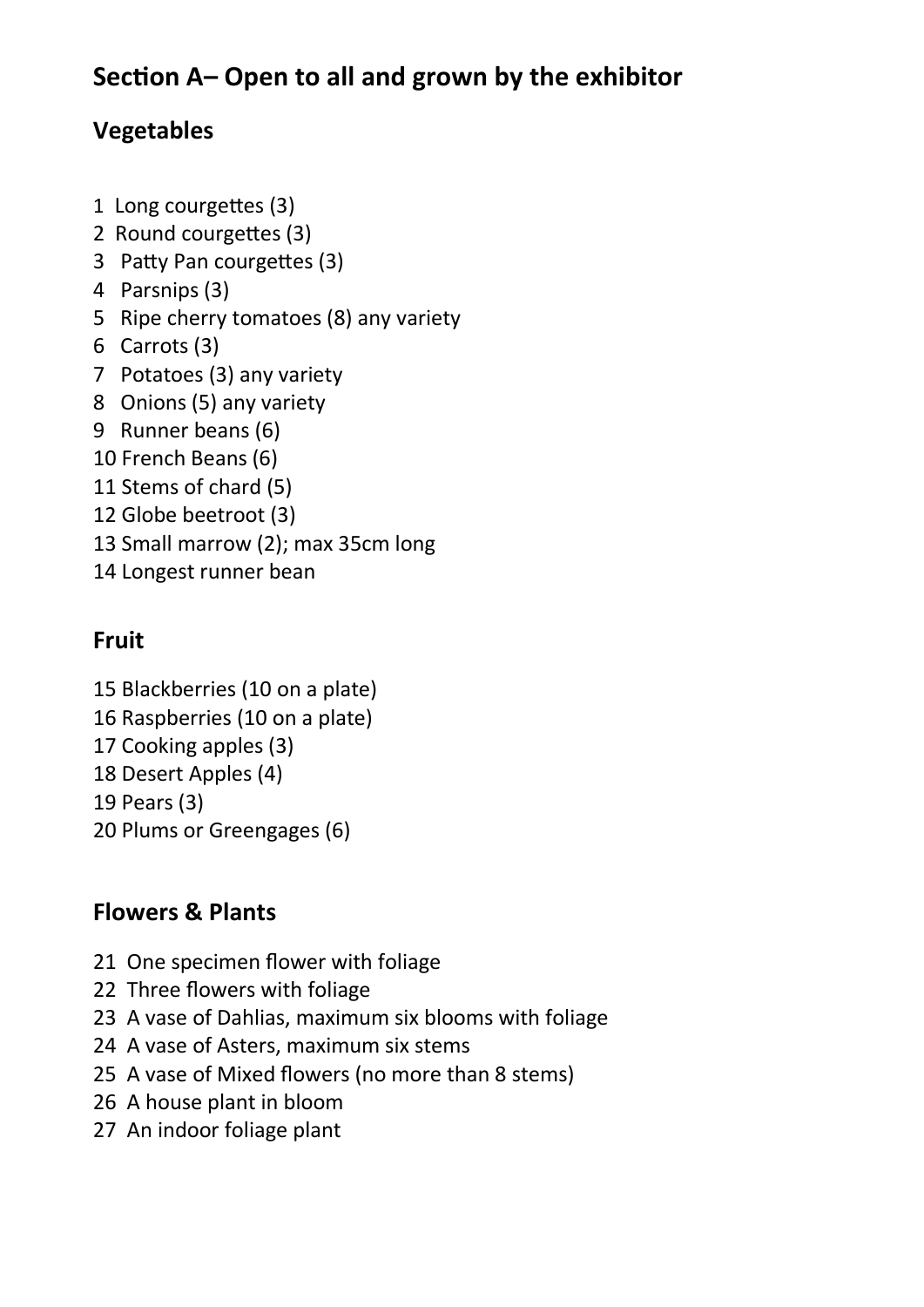## Section A– Open to all and grown by the exhibitor

### Vegetables

1 Long courgettes (3)
2 Round courgettes (3)
3 Patty Pan courgettes (3)
4 Parsnips (3)
5 Ripe cherry tomatoes (8) any variety
6 Carrots (3)
7 Potatoes (3) any variety
8 Onions (5) any variety
9 Runner beans (6)
10 French Beans (6)
11 Stems of chard (5)
12 Globe beetroot (3)
13 Small marrow (2); max 35cm long
14 Longest runner bean

### Fruit

15 Blackberries (10 on a plate)
16 Raspberries (10 on a plate)
17 Cooking apples (3)
18 Desert Apples (4)
19 Pears (3)
20 Plums or Greengages (6)

### Flowers & Plants

21 One specimen flower with foliage
22 Three flowers with foliage
23 A vase of Dahlias, maximum six blooms with foliage
24 A vase of Asters, maximum six stems
25 A vase of Mixed flowers (no more than 8 stems)
26 A house plant in bloom
27 An indoor foliage plant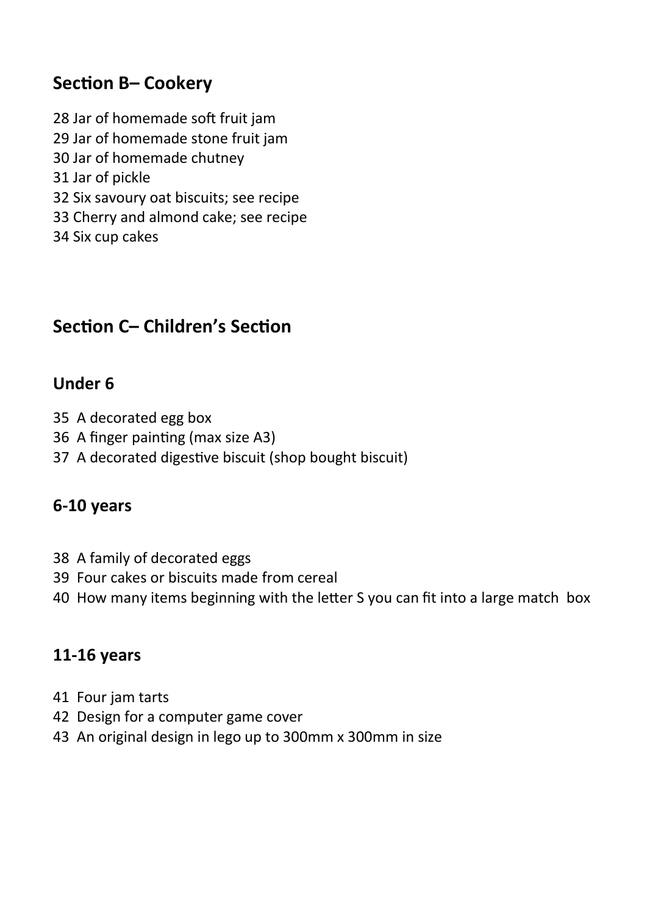## Section B– Cookery

28 Jar of homemade soft fruit jam
29 Jar of homemade stone fruit jam
30 Jar of homemade chutney
31 Jar of pickle
32 Six savoury oat biscuits; see recipe
33 Cherry and almond cake; see recipe
34 Six cup cakes

## Section C– Children's Section

### Under 6

35 A decorated egg box
36 A finger painting (max size A3)
37 A decorated digestive biscuit (shop bought biscuit)

### 6-10 years

38 A family of decorated eggs
39 Four cakes or biscuits made from cereal
40 How many items beginning with the letter S you can fit into a large match box

### 11-16 years

41 Four jam tarts
42 Design for a computer game cover
43 An original design in lego up to 300mm x 300mm in size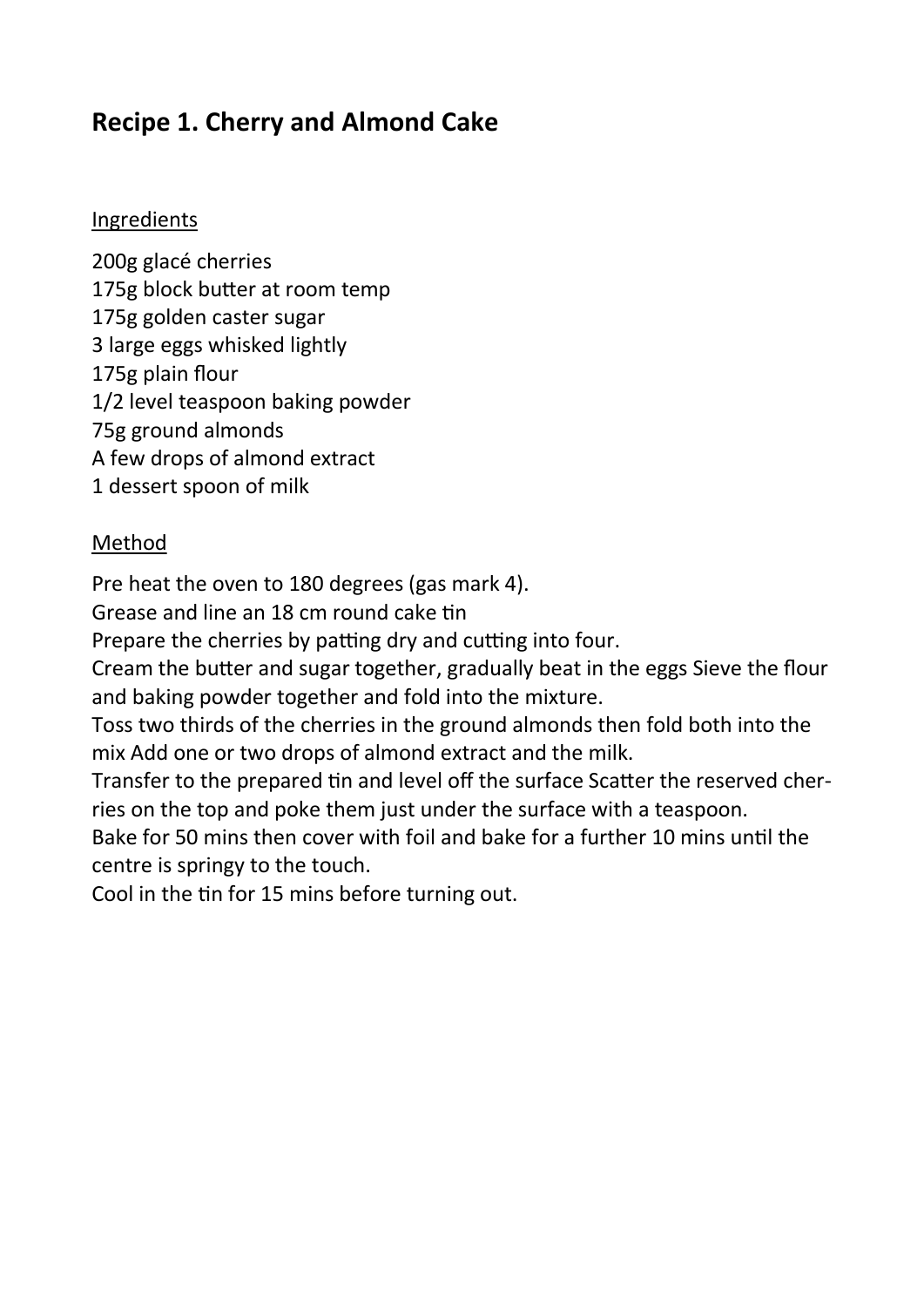## Recipe 1. Cherry and Almond Cake

Ingredients

200g glacé cherries
175g block butter at room temp
175g golden caster sugar
3 large eggs whisked lightly
175g plain flour
1/2 level teaspoon baking powder
75g ground almonds
A few drops of almond extract
1 dessert spoon of milk

Method

Pre heat the oven to 180 degrees (gas mark 4).
Grease and line an 18 cm round cake tin
Prepare the cherries by patting dry and cutting into four.
Cream the butter and sugar together, gradually beat in the eggs Sieve the flour and baking powder together and fold into the mixture.
Toss two thirds of the cherries in the ground almonds then fold both into the mix Add one or two drops of almond extract and the milk.
Transfer to the prepared tin and level off the surface Scatter the reserved cherries on the top and poke them just under the surface with a teaspoon.
Bake for 50 mins then cover with foil and bake for a further 10 mins until the centre is springy to the touch.
Cool in the tin for 15 mins before turning out.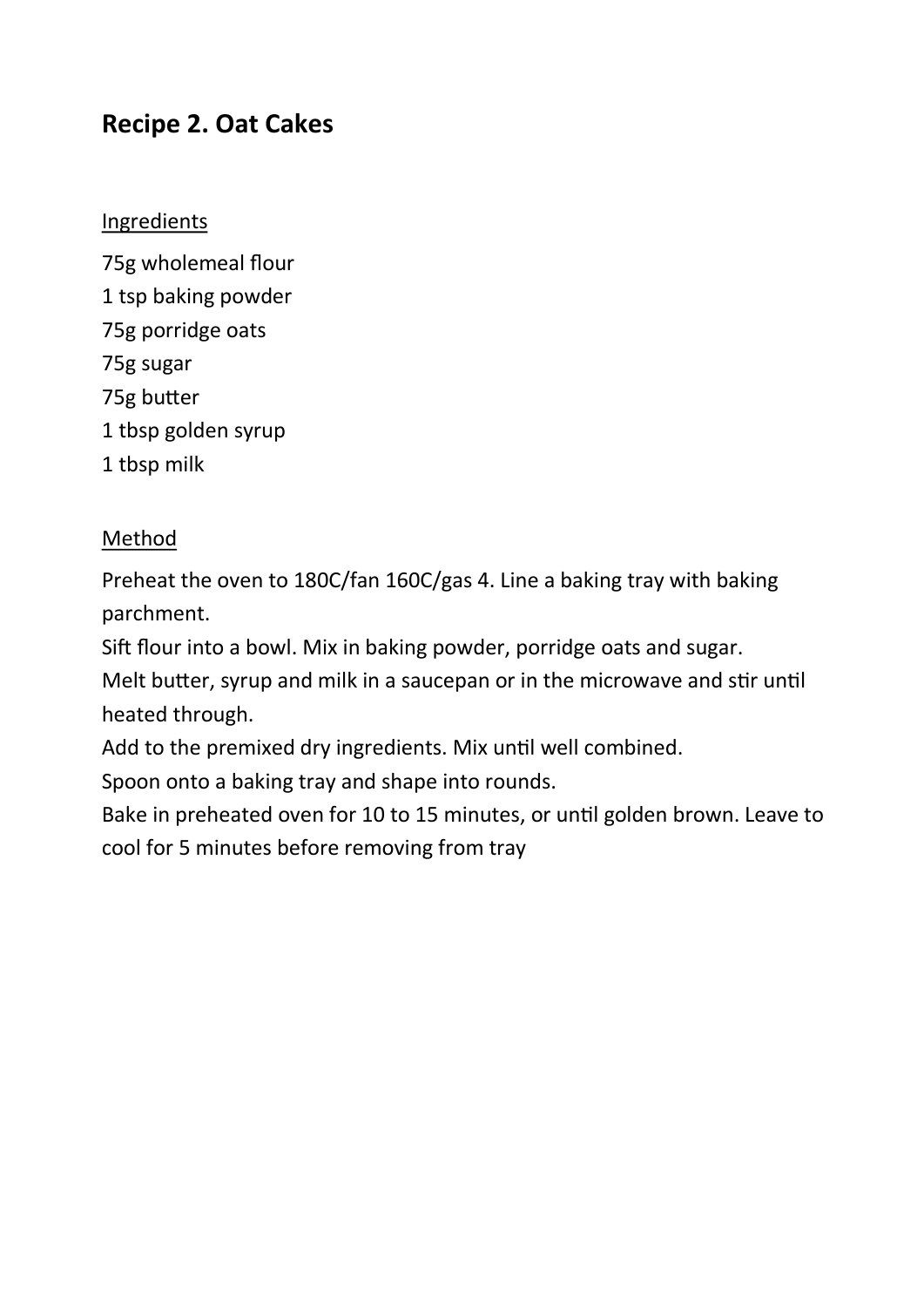## Recipe 2. Oat Cakes

Ingredients

75g wholemeal flour
1 tsp baking powder
75g porridge oats
75g sugar
75g butter
1 tbsp golden syrup
1 tbsp milk

Method

Preheat the oven to 180C/fan 160C/gas 4. Line a baking tray with baking parchment.
Sift flour into a bowl. Mix in baking powder, porridge oats and sugar.
Melt butter, syrup and milk in a saucepan or in the microwave and stir until heated through.
Add to the premixed dry ingredients. Mix until well combined.
Spoon onto a baking tray and shape into rounds.
Bake in preheated oven for 10 to 15 minutes, or until golden brown. Leave to cool for 5 minutes before removing from tray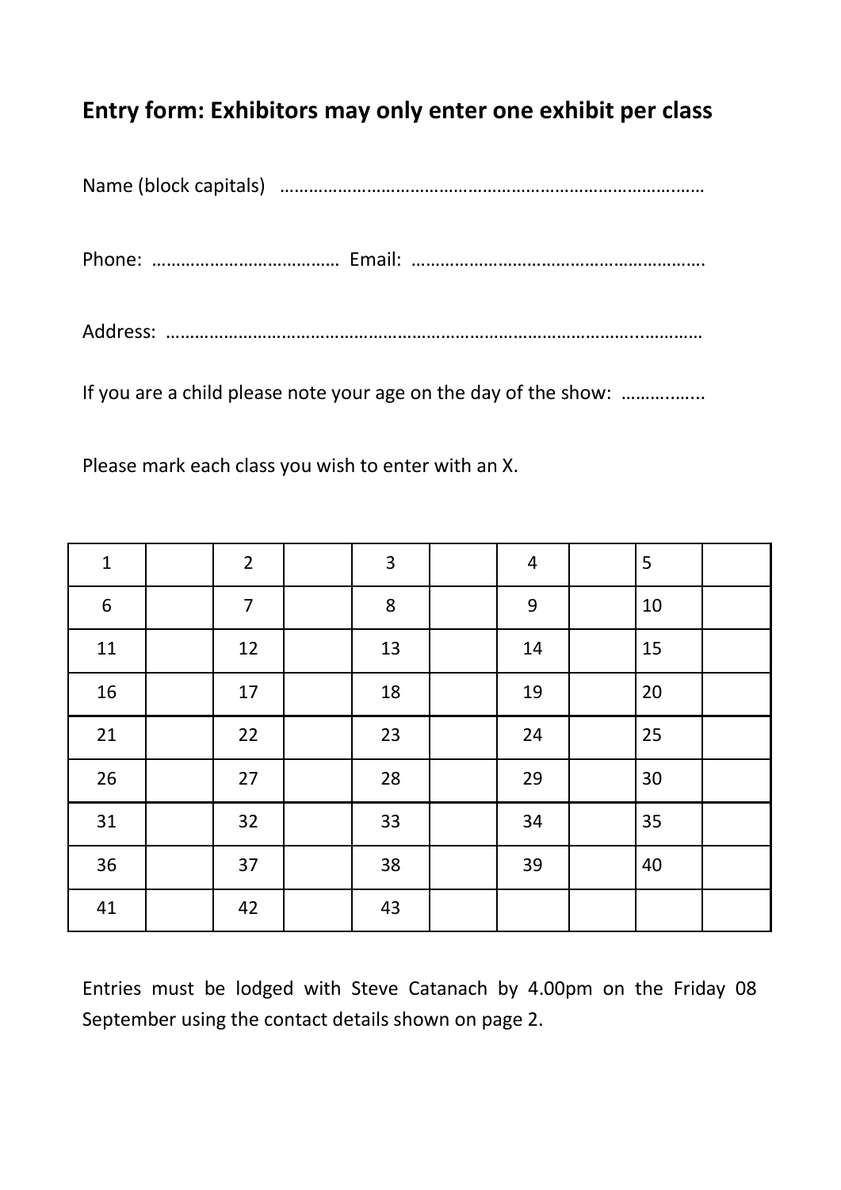## Entry form: Exhibitors may only enter one exhibit per class

Name (block capitals) ……………………………………………………………………………

Phone: ………………………………… Email: ……………………………………………………

Address: …………………………………………………………………………………………………

If you are a child please note your age on the day of the show: ……………..

Please mark each class you wish to enter with an X.

| | | | | | | | | | |
|---|---|---|---|---|---|---|---|---|---|
| 1 | | 2 | | 3 | | 4 | | 5 | |
| 6 | | 7 | | 8 | | 9 | | 10 | |
| 11 | | 12 | | 13 | | 14 | | 15 | |
| 16 | | 17 | | 18 | | 19 | | 20 | |
| 21 | | 22 | | 23 | | 24 | | 25 | |
| 26 | | 27 | | 28 | | 29 | | 30 | |
| 31 | | 32 | | 33 | | 34 | | 35 | |
| 36 | | 37 | | 38 | | 39 | | 40 | |
| 41 | | 42 | | 43 | | | | | |

Entries must be lodged with Steve Catanach by 4.00pm on the Friday 08 September using the contact details shown on page 2.